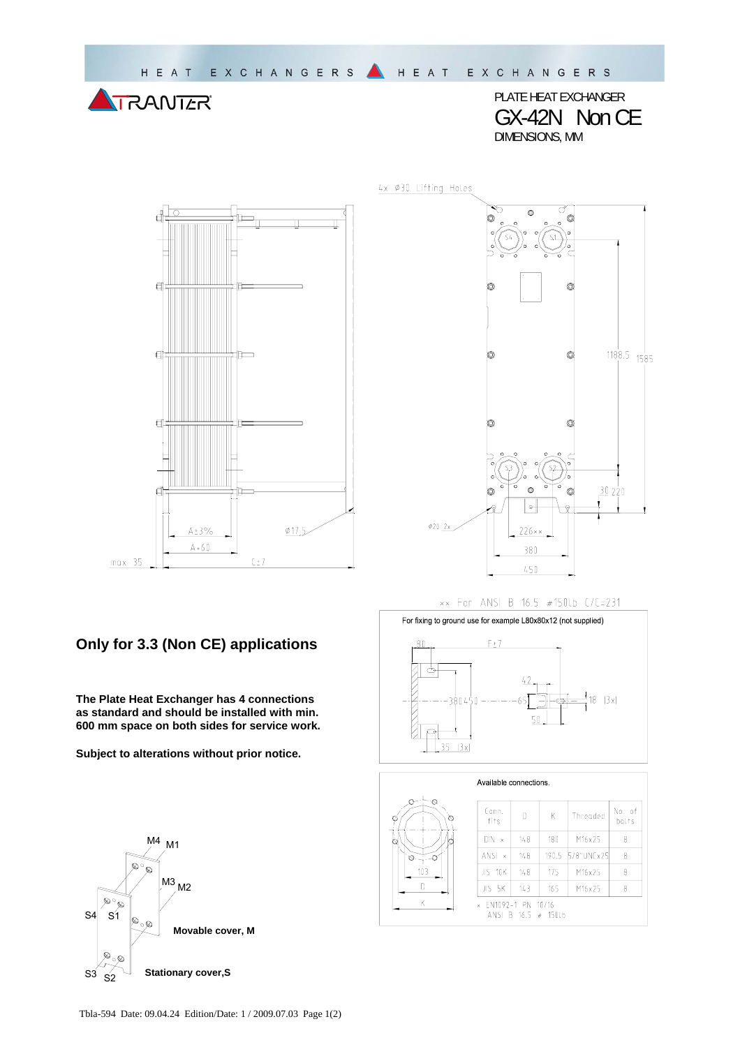HEAT EXCHANGERS HEAT EXCHANGERS

TRANTER

PLATE HEAT EXCHANGER

# GX-42N Non CE

DIMENSIONS, MM

4x Ø30 Lifting Holes

1188,5 1585

30 220

Ø20 2x

226×× 380 450

A±3% A+60 C±7 Ø17,5 max 35

×× For ANSI B 16.5 #150lb C/C=231

For fixing to ground use for example L80x80x12 (not supplied)

80 F±7 380 450 42 65 50 18 (3x) 35 (3x)

## Only for 3.3 (Non CE) applications

**The Plate Heat Exchanger has 4 connections as standard and should be installed with min. 600 mm space on both sides for service work.**

**Subject to alterations without prior notice.**

Available connections.

| Conn. fits | D | K | Threaded | No. of bolts |
|---|---|---|---|---|
| DIN × | 148 | 180 | M16x25 | 8 |
| ANSI × | 148 | 190.5 | 5/8"UNCx25 | 8 |
| JIS 10K | 148 | 175 | M16x25 | 8 |
| JIS 5K | 143 | 165 | M16x25 | 8 |

× EN1092-1 PN 10/16
ANSI B 16.5 # 150Lb

103 D K

M4 M1 M3 M2 S4 S1 S3 S2

**Movable cover, M**

**Stationary cover,S**

Tbla-594 Date: 09.04.24 Edition/Date: 1 / 2009.07.03 Page 1(2)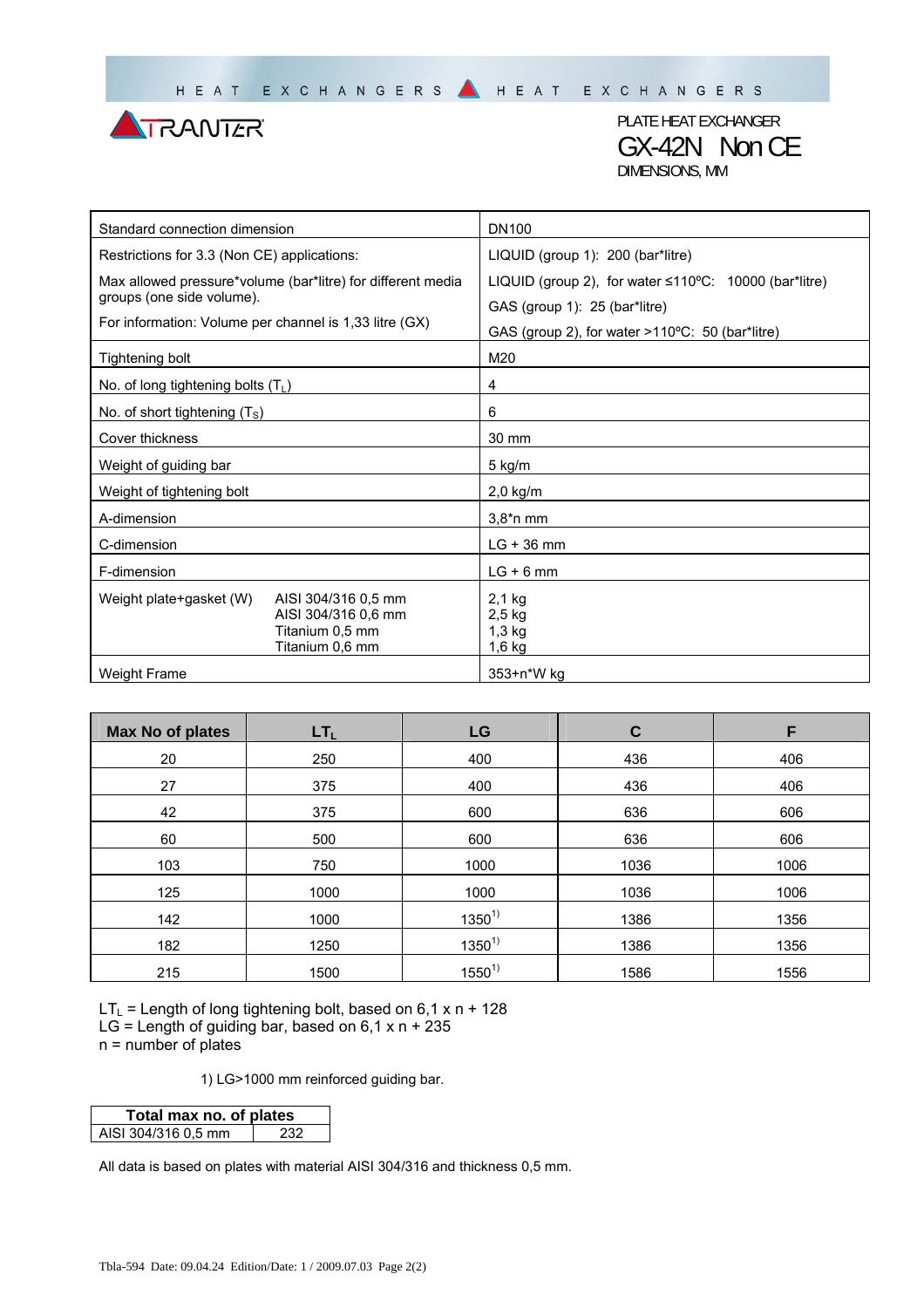# PLATE HEAT EXCHANGER

# GX-42N Non CE

DIMENSIONS, MM

| | |
|---|---|
| Standard connection dimension | DN100 |
| Restrictions for 3.3 (Non CE) applications:<br>Max allowed pressure*volume (bar*litre) for different media groups (one side volume).<br>For information: Volume per channel is 1,33 litre (GX) | LIQUID (group 1): 200 (bar*litre)<br>LIQUID (group 2), for water ≤110ºC: 10000 (bar*litre)<br>GAS (group 1): 25 (bar*litre)<br>GAS (group 2), for water >110ºC: 50 (bar*litre) |
| Tightening bolt | M20 |
| No. of long tightening bolts ($T_L$) | 4 |
| No. of short tightening ($T_S$) | 6 |
| Cover thickness | 30 mm |
| Weight of guiding bar | 5 kg/m |
| Weight of tightening bolt | 2,0 kg/m |
| A-dimension | 3,8*n mm |
| C-dimension | LG + 36 mm |
| F-dimension | LG + 6 mm |
| Weight plate+gasket (W) AISI 304/316 0,5 mm<br>AISI 304/316 0,6 mm<br>Titanium 0,5 mm<br>Titanium 0,6 mm | 2,1 kg<br>2,5 kg<br>1,3 kg<br>1,6 kg |
| Weight Frame | 353+n*W kg |

| Max No of plates | $LT_L$ | LG | C | F |
|---|---|---|---|---|
| 20 | 250 | 400 | 436 | 406 |
| 27 | 375 | 400 | 436 | 406 |
| 42 | 375 | 600 | 636 | 606 |
| 60 | 500 | 600 | 636 | 606 |
| 103 | 750 | 1000 | 1036 | 1006 |
| 125 | 1000 | 1000 | 1036 | 1006 |
| 142 | 1000 | 1350[1)] | 1386 | 1356 |
| 182 | 1250 | 1350[1)] | 1386 | 1356 |
| 215 | 1500 | 1550[1)] | 1586 | 1556 |

$LT_L$ = Length of long tightening bolt, based on 6,1 x n + 128
LG = Length of guiding bar, based on 6,1 x n + 235
n = number of plates

1) LG>1000 mm reinforced guiding bar.

| Total max no. of plates | |
|---|---|
| AISI 304/316 0,5 mm | 232 |

All data is based on plates with material AISI 304/316 and thickness 0,5 mm.

Tbla-594 Date: 09.04.24 Edition/Date: 1 / 2009.07.03